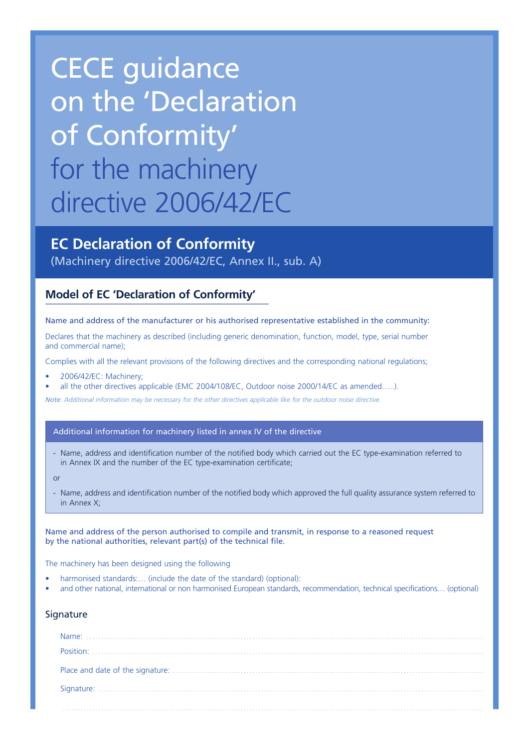# CECE guidance on the 'Declaration of Conformity' for the machinery directive 2006/42/EC

## EC Declaration of Conformity

(Machinery directive 2006/42/EC, Annex II., sub. A)

### Model of EC 'Declaration of Conformity'

Name and address of the manufacturer or his authorised representative established in the community:

Declares that the machinery as described (including generic denomination, function, model, type, serial number and commercial name);

Complies with all the relevant provisions of the following directives and the corresponding national regulations;

- 2006/42/EC: Machinery;
- all the other directives applicable (EMC 2004/108/EC, Outdoor noise 2000/14/EC as amended…..).

*Note: Additional information may be necessary for the other directives applicable like for the outdoor noise directive.*

**Additional information for machinery listed in annex IV of the directive**

- Name, address and identification number of the notified body which carried out the EC type-examination referred to in Annex IX and the number of the EC type-examination certificate;

or

- Name, address and identification number of the notified body which approved the full quality assurance system referred to in Annex X;

Name and address of the person authorised to compile and transmit, in response to a reasoned request by the national authorities, relevant part(s) of the technical file.

The machinery has been designed using the following

- harmonised standards:… (include the date of the standard) (optional):
- and other national, international or non harmonised European standards, recommendation, technical specifications… (optional)

### Signature

Name: ..........................................................................

Position: ..........................................................................

Place and date of the signature: ..........................................................................

Signature: ..........................................................................

..........................................................................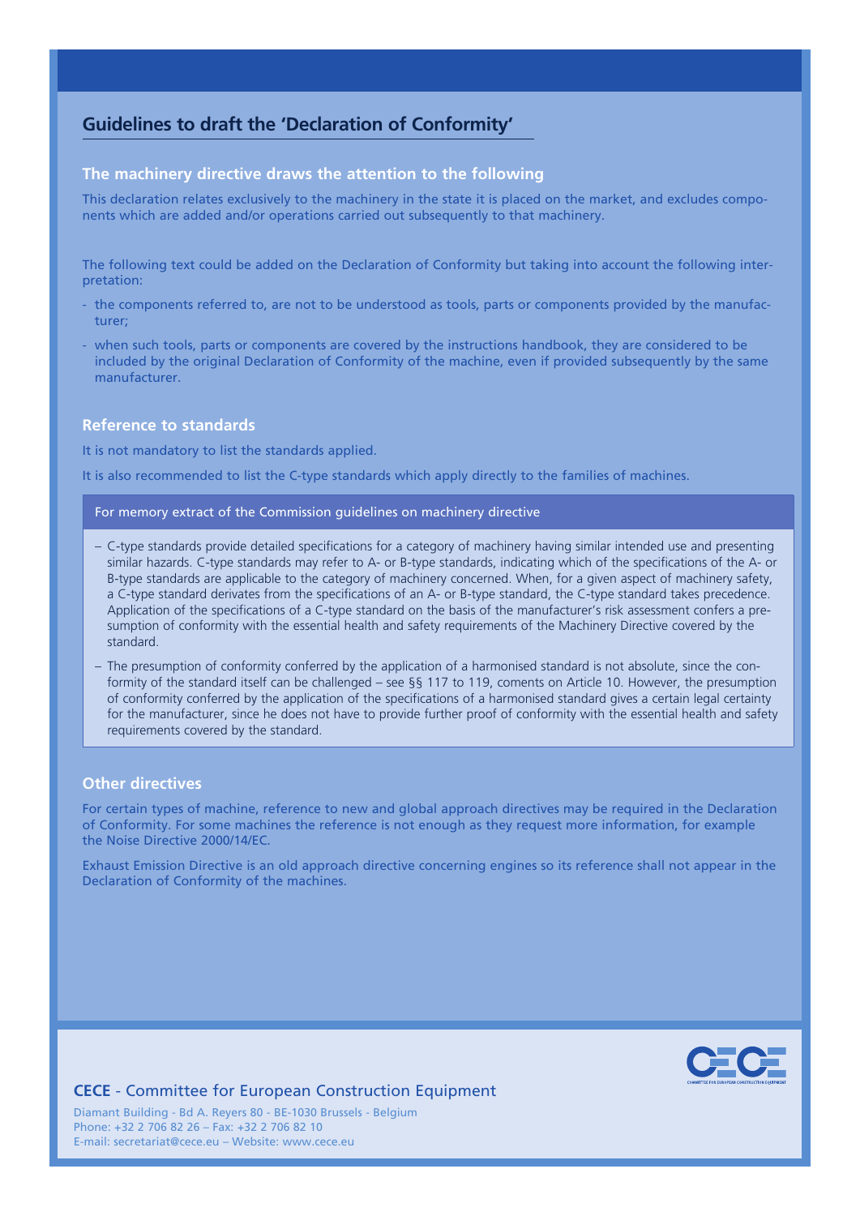## Guidelines to draft the 'Declaration of Conformity'

### The machinery directive draws the attention to the following

This declaration relates exclusively to the machinery in the state it is placed on the market, and excludes components which are added and/or operations carried out subsequently to that machinery.

The following text could be added on the Declaration of Conformity but taking into account the following interpretation:

- the components referred to, are not to be understood as tools, parts or components provided by the manufacturer;
- when such tools, parts or components are covered by the instructions handbook, they are considered to be included by the original Declaration of Conformity of the machine, even if provided subsequently by the same manufacturer.

### Reference to standards

It is not mandatory to list the standards applied.

It is also recommended to list the C-type standards which apply directly to the families of machines.

**For memory extract of the Commission guidelines on machinery directive**

- C-type standards provide detailed specifications for a category of machinery having similar intended use and presenting similar hazards. C-type standards may refer to A- or B-type standards, indicating which of the specifications of the A- or B-type standards are applicable to the category of machinery concerned. When, for a given aspect of machinery safety, a C-type standard derivates from the specifications of an A- or B-type standard, the C-type standard takes precedence. Application of the specifications of a C-type standard on the basis of the manufacturer's risk assessment confers a presumption of conformity with the essential health and safety requirements of the Machinery Directive covered by the standard.
- The presumption of conformity conferred by the application of a harmonised standard is not absolute, since the conformity of the standard itself can be challenged – see §§ 117 to 119, coments on Article 10. However, the presumption of conformity conferred by the application of the specifications of a harmonised standard gives a certain legal certainty for the manufacturer, since he does not have to provide further proof of conformity with the essential health and safety requirements covered by the standard.

### Other directives

For certain types of machine, reference to new and global approach directives may be required in the Declaration of Conformity. For some machines the reference is not enough as they request more information, for example the Noise Directive 2000/14/EC.

Exhaust Emission Directive is an old approach directive concerning engines so its reference shall not appear in the Declaration of Conformity of the machines.

**CECE** - Committee for European Construction Equipment

Diamant Building - Bd A. Reyers 80 - BE-1030 Brussels - Belgium
Phone: +32 2 706 82 26 – Fax: +32 2 706 82 10
E-mail: secretariat@cece.eu – Website: www.cece.eu